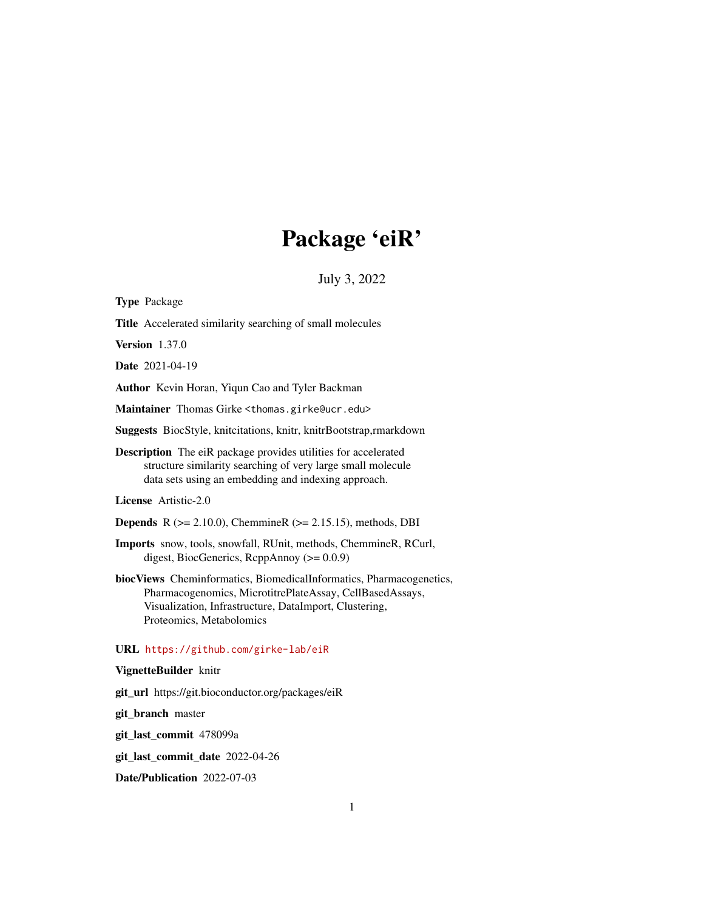# Package 'eiR'

July 3, 2022

**Type** Package

**Title** Accelerated similarity searching of small molecules

**Version** 1.37.0

**Date** 2021-04-19

**Author** Kevin Horan, Yiqun Cao and Tyler Backman

**Maintainer** Thomas Girke <thomas.girke@ucr.edu>

**Suggests** BiocStyle, knitcitations, knitr, knitrBootstrap,rmarkdown

**Description** The eiR package provides utilities for accelerated structure similarity searching of very large small molecule data sets using an embedding and indexing approach.

**License** Artistic-2.0

**Depends** R (>= 2.10.0), ChemmineR (>= 2.15.15), methods, DBI

**Imports** snow, tools, snowfall, RUnit, methods, ChemmineR, RCurl, digest, BiocGenerics, RcppAnnoy (>= 0.0.9)

**biocViews** Cheminformatics, BiomedicalInformatics, Pharmacogenetics, Pharmacogenomics, MicrotitrePlateAssay, CellBasedAssays, Visualization, Infrastructure, DataImport, Clustering, Proteomics, Metabolomics

**URL** https://github.com/girke-lab/eiR

**VignetteBuilder** knitr

**git_url** https://git.bioconductor.org/packages/eiR

**git_branch** master

**git_last_commit** 478099a

**git_last_commit_date** 2022-04-26

**Date/Publication** 2022-07-03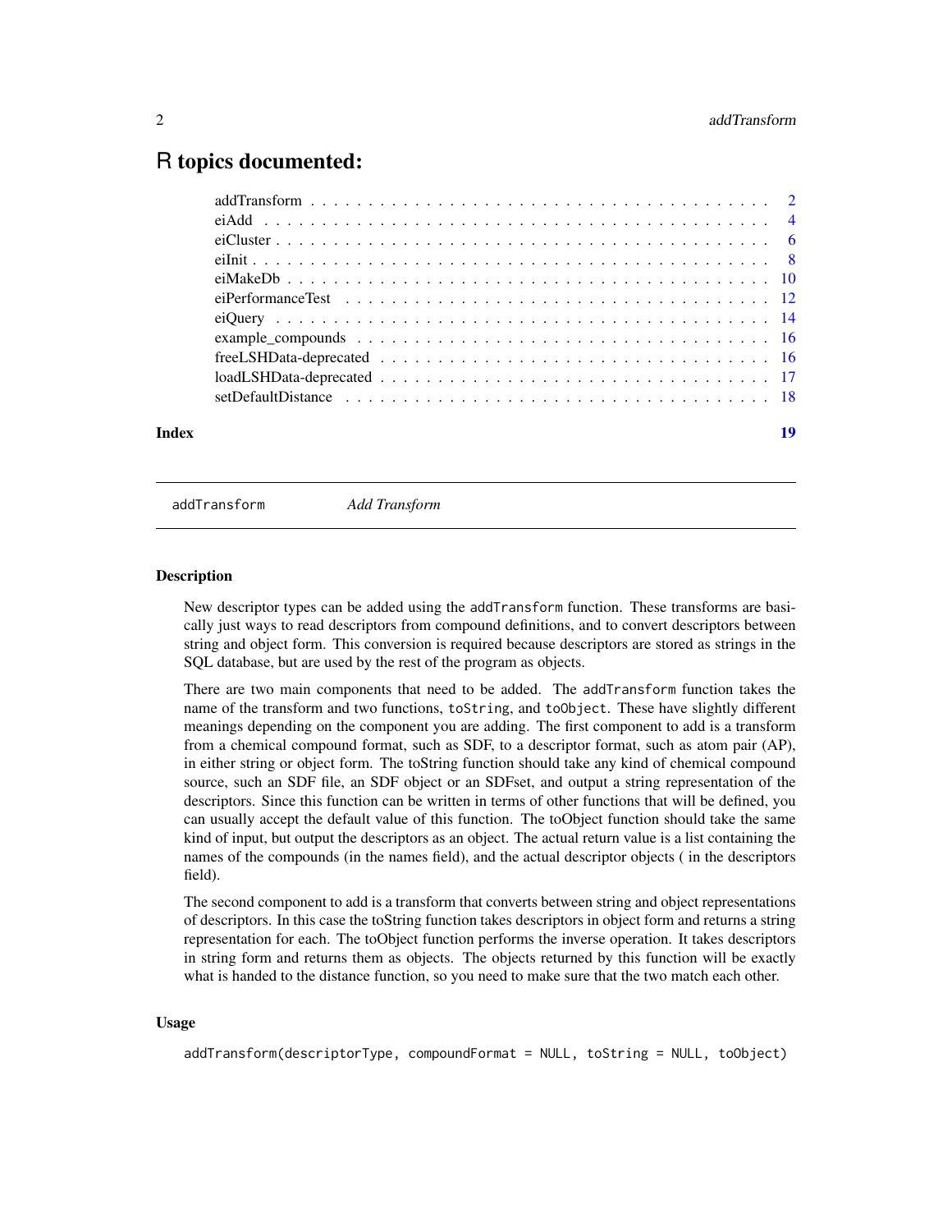# R topics documented:

| | |
|---|---|
| addTransform | 2 |
| eiAdd | 4 |
| eiCluster | 6 |
| eiInit | 8 |
| eiMakeDb | 10 |
| eiPerformanceTest | 12 |
| eiQuery | 14 |
| example_compounds | 16 |
| freeLSHData-deprecated | 16 |
| loadLSHData-deprecated | 17 |
| setDefaultDistance | 18 |
| **Index** | **19** |

---

## addTransform *Add Transform*

---

### Description

New descriptor types can be added using the `addTransform` function. These transforms are basically just ways to read descriptors from compound definitions, and to convert descriptors between string and object form. This conversion is required because descriptors are stored as strings in the SQL database, but are used by the rest of the program as objects.

There are two main components that need to be added. The `addTransform` function takes the name of the transform and two functions, `toString`, and `toObject`. These have slightly different meanings depending on the component you are adding. The first component to add is a transform from a chemical compound format, such as SDF, to a descriptor format, such as atom pair (AP), in either string or object form. The toString function should take any kind of chemical compound source, such an SDF file, an SDF object or an SDFset, and output a string representation of the descriptors. Since this function can be written in terms of other functions that will be defined, you can usually accept the default value of this function. The toObject function should take the same kind of input, but output the descriptors as an object. The actual return value is a list containing the names of the compounds (in the names field), and the actual descriptor objects ( in the descriptors field).

The second component to add is a transform that converts between string and object representations of descriptors. In this case the toString function takes descriptors in object form and returns a string representation for each. The toObject function performs the inverse operation. It takes descriptors in string form and returns them as objects. The objects returned by this function will be exactly what is handed to the distance function, so you need to make sure that the two match each other.

### Usage

```
addTransform(descriptorType, compoundFormat = NULL, toString = NULL, toObject)
```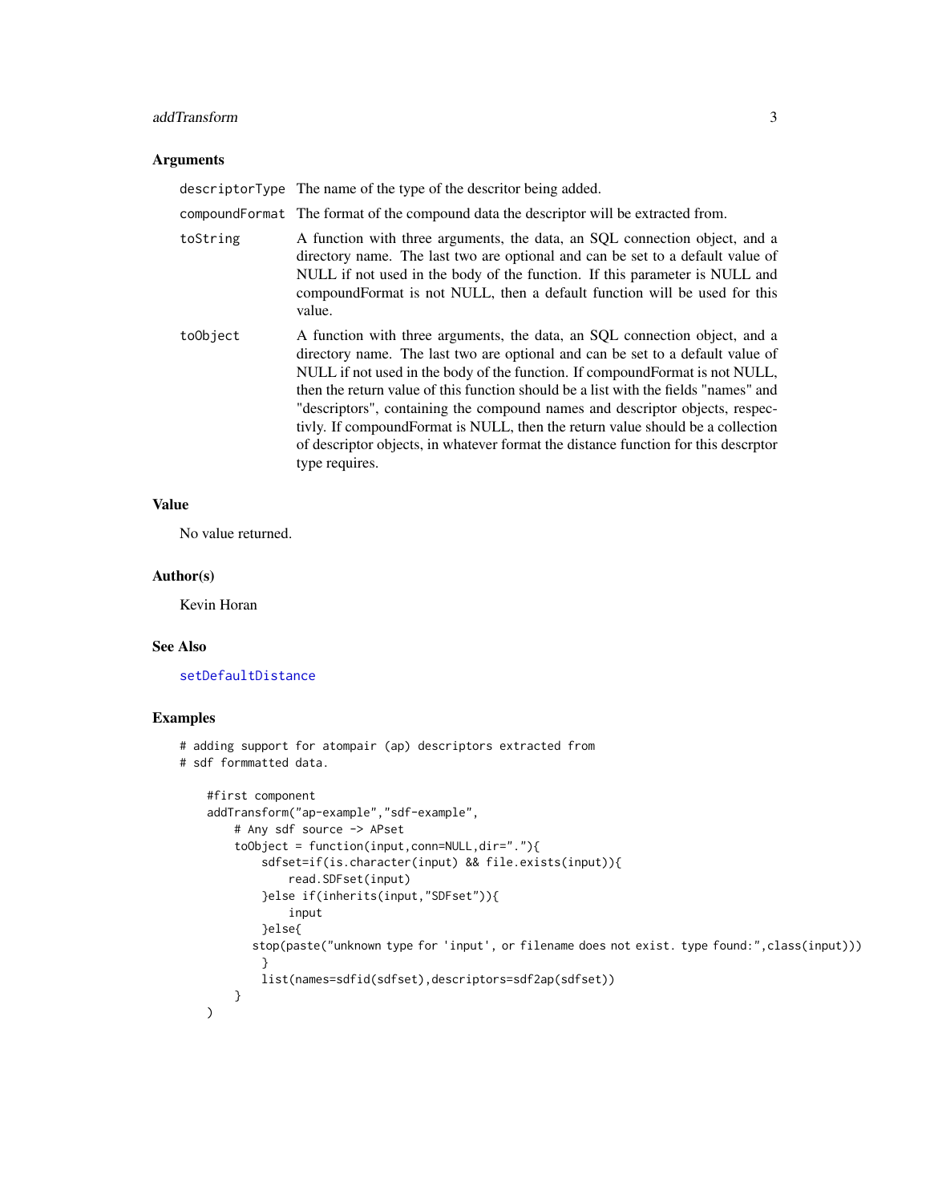## Arguments

| | |
|---|---|
| `descriptorType` | The name of the type of the descritor being added. |
| `compoundFormat` | The format of the compound data the descriptor will be extracted from. |
| `toString` | A function with three arguments, the data, an SQL connection object, and a directory name. The last two are optional and can be set to a default value of NULL if not used in the body of the function. If this parameter is NULL and compoundFormat is not NULL, then a default function will be used for this value. |
| `toObject` | A function with three arguments, the data, an SQL connection object, and a directory name. The last two are optional and can be set to a default value of NULL if not used in the body of the function. If compoundFormat is not NULL, then the return value of this function should be a list with the fields "names" and "descriptors", containing the compound names and descriptor objects, respectivly. If compoundFormat is NULL, then the return value should be a collection of descriptor objects, in whatever format the distance function for this descrptor type requires. |

## Value

No value returned.

## Author(s)

Kevin Horan

## See Also

`setDefaultDistance`

## Examples

```
# adding support for atompair (ap) descriptors extracted from
# sdf formmatted data.

    #first component
    addTransform("ap-example","sdf-example",
        # Any sdf source -> APset
        toObject = function(input,conn=NULL,dir="."){
            sdfset=if(is.character(input) && file.exists(input)){
                read.SDFset(input)
            }else if(inherits(input,"SDFset")){
                input
            }else{
              stop(paste("unknown type for 'input', or filename does not exist. type found:",class(input)))
            }
            list(names=sdfid(sdfset),descriptors=sdf2ap(sdfset))
        }
    )
```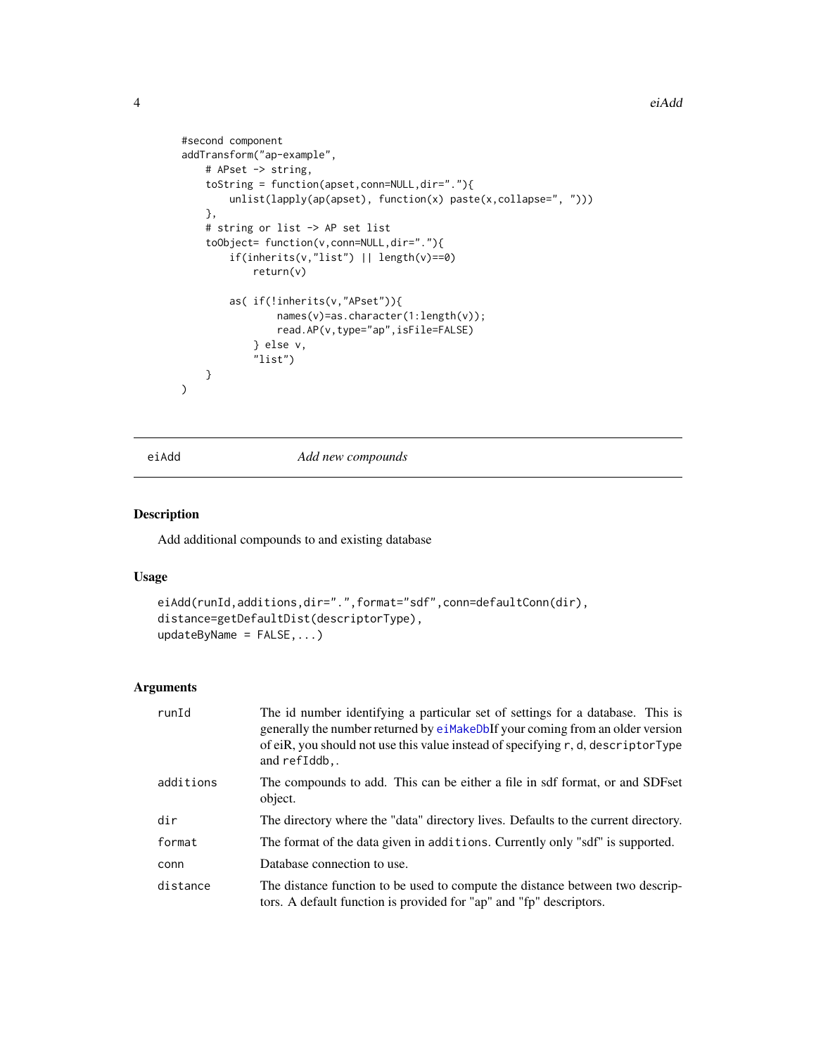```
#second component
addTransform("ap-example",
    # APset -> string,
    toString = function(apset,conn=NULL,dir="."){
        unlist(lapply(ap(apset), function(x) paste(x,collapse=", ")))
    },
    # string or list -> AP set list
    toObject= function(v,conn=NULL,dir="."){
        if(inherits(v,"list") || length(v)==0)
            return(v)

        as( if(!inherits(v,"APset")){
                names(v)=as.character(1:length(v));
                read.AP(v,type="ap",isFile=FALSE)
            } else v,
            "list")
    }
)
```

---

## eiAdd — *Add new compounds*

### Description

Add additional compounds to and existing database

### Usage

```
eiAdd(runId,additions,dir=".",format="sdf",conn=defaultConn(dir),
distance=getDefaultDist(descriptorType),
updateByName = FALSE,...)
```

### Arguments

| Argument | Description |
|---|---|
| runId | The id number identifying a particular set of settings for a database. This is generally the number returned by eiMakeDbIf your coming from an older version of eiR, you should not use this value instead of specifying r, d, descriptorType and refIddb,. |
| additions | The compounds to add. This can be either a file in sdf format, or and SDFset object. |
| dir | The directory where the "data" directory lives. Defaults to the current directory. |
| format | The format of the data given in additions. Currently only "sdf" is supported. |
| conn | Database connection to use. |
| distance | The distance function to be used to compute the distance between two descriptors. A default function is provided for "ap" and "fp" descriptors. |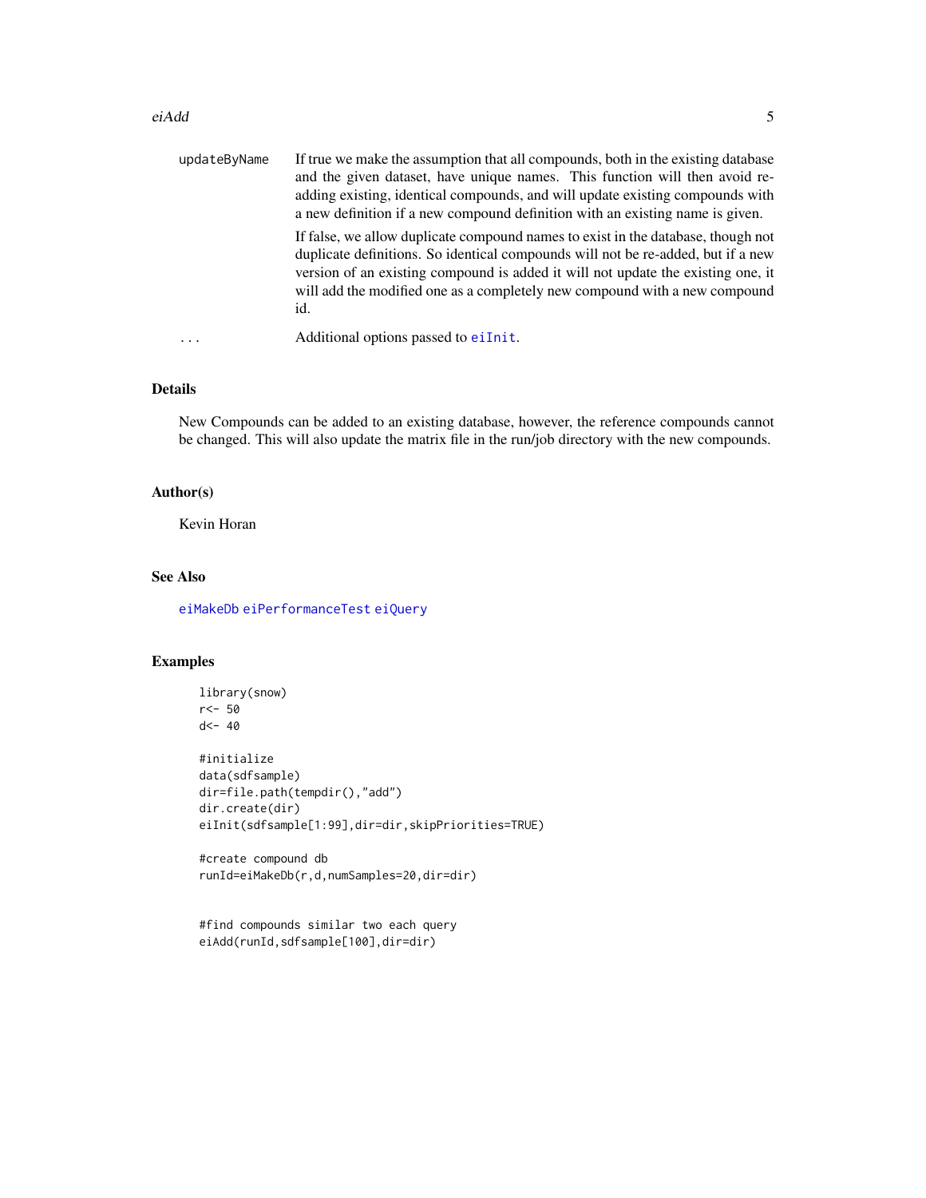| | |
|---|---|
| updateByName | If true we make the assumption that all compounds, both in the existing database and the given dataset, have unique names. This function will then avoid re-adding existing, identical compounds, and will update existing compounds with a new definition if a new compound definition with an existing name is given.<br><br>If false, we allow duplicate compound names to exist in the database, though not duplicate definitions. So identical compounds will not be re-added, but if a new version of an existing compound is added it will not update the existing one, it will add the modified one as a completely new compound with a new compound id. |
| ... | Additional options passed to eiInit. |

## Details

New Compounds can be added to an existing database, however, the reference compounds cannot be changed. This will also update the matrix file in the run/job directory with the new compounds.

## Author(s)

Kevin Horan

## See Also

eiMakeDb eiPerformanceTest eiQuery

## Examples

```
library(snow)
r<- 50
d<- 40

#initialize
data(sdfsample)
dir=file.path(tempdir(),"add")
dir.create(dir)
eiInit(sdfsample[1:99],dir=dir,skipPriorities=TRUE)

#create compound db
runId=eiMakeDb(r,d,numSamples=20,dir=dir)


#find compounds similar two each query
eiAdd(runId,sdfsample[100],dir=dir)
```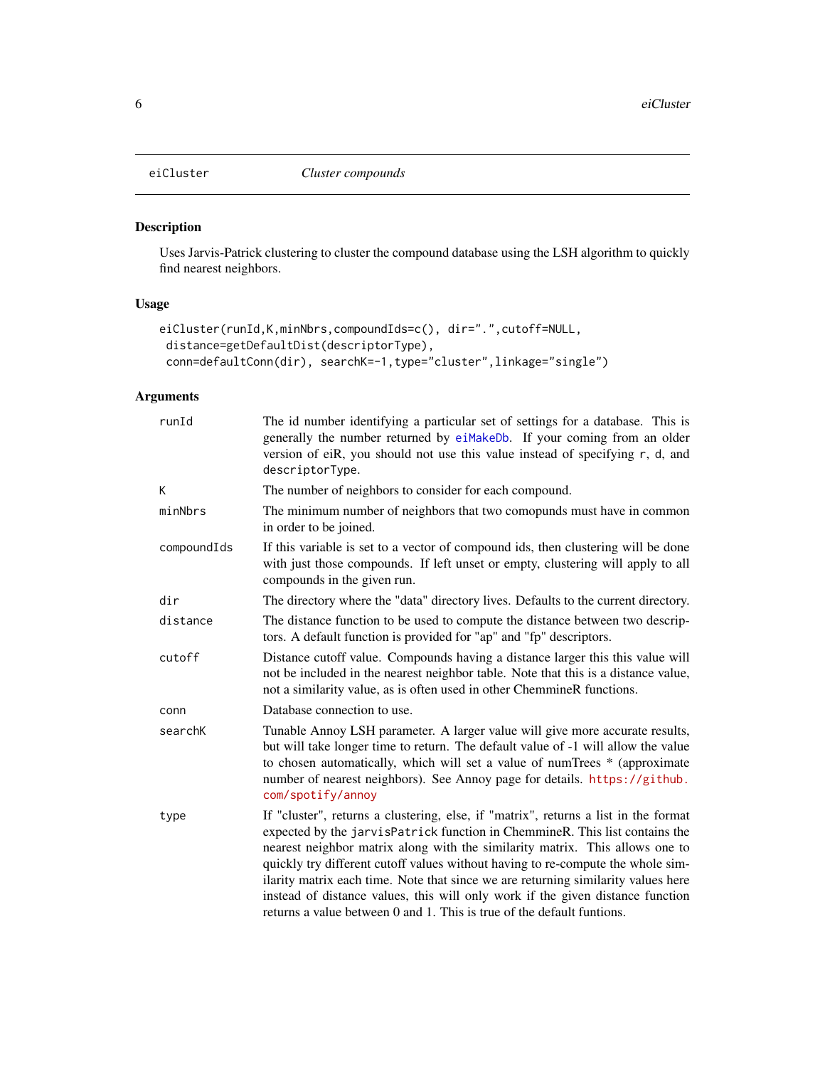eiCluster *Cluster compounds*

## Description

Uses Jarvis-Patrick clustering to cluster the compound database using the LSH algorithm to quickly find nearest neighbors.

## Usage

```
eiCluster(runId,K,minNbrs,compoundIds=c(), dir=".",cutoff=NULL,
 distance=getDefaultDist(descriptorType),
 conn=defaultConn(dir), searchK=-1,type="cluster",linkage="single")
```

## Arguments

| | |
|---|---|
| runId | The id number identifying a particular set of settings for a database. This is generally the number returned by eiMakeDb. If your coming from an older version of eiR, you should not use this value instead of specifying r, d, and descriptorType. |
| K | The number of neighbors to consider for each compound. |
| minNbrs | The minimum number of neighbors that two comopunds must have in common in order to be joined. |
| compoundIds | If this variable is set to a vector of compound ids, then clustering will be done with just those compounds. If left unset or empty, clustering will apply to all compounds in the given run. |
| dir | The directory where the "data" directory lives. Defaults to the current directory. |
| distance | The distance function to be used to compute the distance between two descriptors. A default function is provided for "ap" and "fp" descriptors. |
| cutoff | Distance cutoff value. Compounds having a distance larger this this value will not be included in the nearest neighbor table. Note that this is a distance value, not a similarity value, as is often used in other ChemmineR functions. |
| conn | Database connection to use. |
| searchK | Tunable Annoy LSH parameter. A larger value will give more accurate results, but will take longer time to return. The default value of -1 will allow the value to chosen automatically, which will set a value of numTrees * (approximate number of nearest neighbors). See Annoy page for details. https://github.com/spotify/annoy |
| type | If "cluster", returns a clustering, else, if "matrix", returns a list in the format expected by the jarvisPatrick function in ChemmineR. This list contains the nearest neighbor matrix along with the similarity matrix. This allows one to quickly try different cutoff values without having to re-compute the whole similarity matrix each time. Note that since we are returning similarity values here instead of distance values, this will only work if the given distance function returns a value between 0 and 1. This is true of the default funtions. |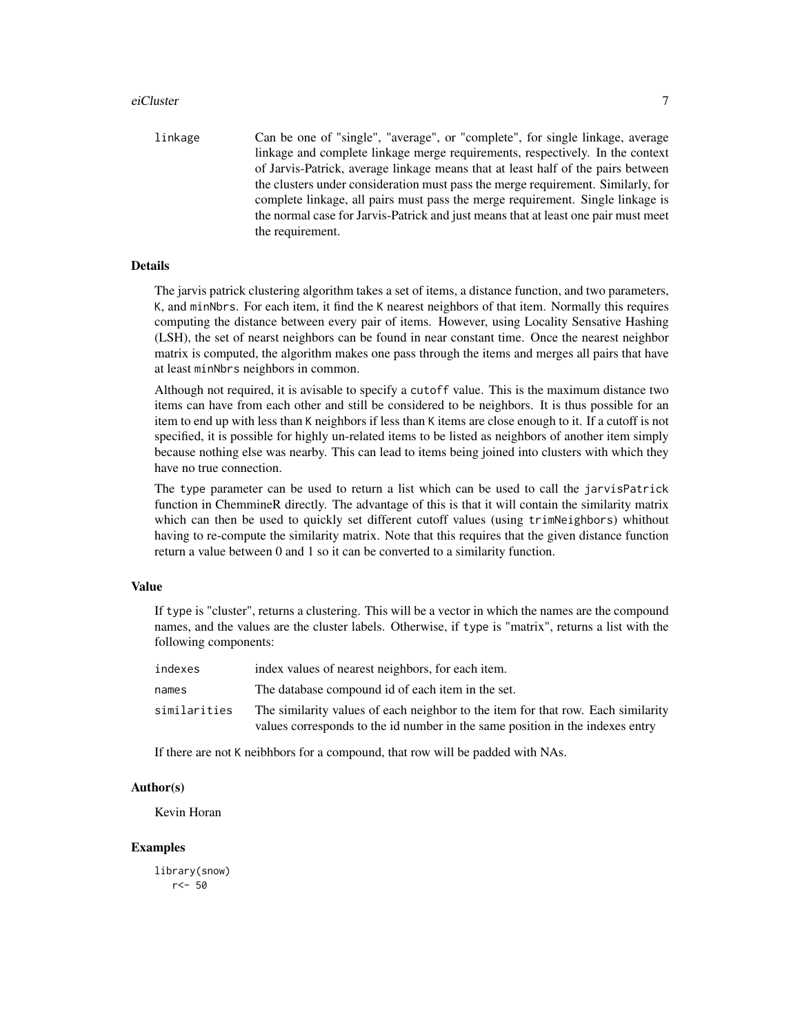| | |
|---|---|
| linkage | Can be one of "single", "average", or "complete", for single linkage, average linkage and complete linkage merge requirements, respectively. In the context of Jarvis-Patrick, average linkage means that at least half of the pairs between the clusters under consideration must pass the merge requirement. Similarly, for complete linkage, all pairs must pass the merge requirement. Single linkage is the normal case for Jarvis-Patrick and just means that at least one pair must meet the requirement. |

## Details

The jarvis patrick clustering algorithm takes a set of items, a distance function, and two parameters, `K`, and `minNbrs`. For each item, it find the `K` nearest neighbors of that item. Normally this requires computing the distance between every pair of items. However, using Locality Sensative Hashing (LSH), the set of nearst neighbors can be found in near constant time. Once the nearest neighbor matrix is computed, the algorithm makes one pass through the items and merges all pairs that have at least `minNbrs` neighbors in common.

Although not required, it is avisable to specify a `cutoff` value. This is the maximum distance two items can have from each other and still be considered to be neighbors. It is thus possible for an item to end up with less than `K` neighbors if less than `K` items are close enough to it. If a cutoff is not specified, it is possible for highly un-related items to be listed as neighbors of another item simply because nothing else was nearby. This can lead to items being joined into clusters with which they have no true connection.

The `type` parameter can be used to return a list which can be used to call the `jarvisPatrick` function in ChemmineR directly. The advantage of this is that it will contain the similarity matrix which can then be used to quickly set different cutoff values (using `trimNeighbors`) whithout having to re-compute the similarity matrix. Note that this requires that the given distance function return a value between 0 and 1 so it can be converted to a similarity function.

## Value

If `type` is "cluster", returns a clustering. This will be a vector in which the names are the compound names, and the values are the cluster labels. Otherwise, if `type` is "matrix", returns a list with the following components:

| | |
|---|---|
| indexes | index values of nearest neighbors, for each item. |
| names | The database compound id of each item in the set. |
| similarities | The similarity values of each neighbor to the item for that row. Each similarity values corresponds to the id number in the same position in the indexes entry |

If there are not `K` neibhhbors for a compound, that row will be padded with NAs.

## Author(s)

Kevin Horan

## Examples

```
library(snow)
   r<- 50
```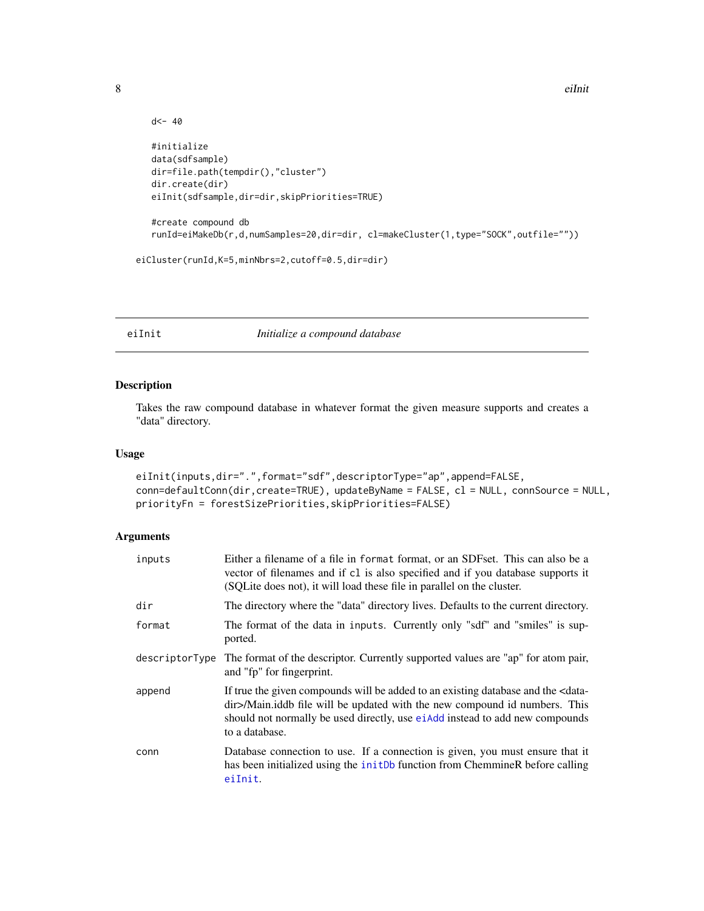```
    d<- 40

    #initialize
    data(sdfsample)
    dir=file.path(tempdir(),"cluster")
    dir.create(dir)
    eiInit(sdfsample,dir=dir,skipPriorities=TRUE)

    #create compound db
    runId=eiMakeDb(r,d,numSamples=20,dir=dir, cl=makeCluster(1,type="SOCK",outfile=""))

eiCluster(runId,K=5,minNbrs=2,cutoff=0.5,dir=dir)
```

---

## eiInit *Initialize a compound database*

---

### Description

Takes the raw compound database in whatever format the given measure supports and creates a "data" directory.

### Usage

```
eiInit(inputs,dir=".",format="sdf",descriptorType="ap",append=FALSE,
conn=defaultConn(dir,create=TRUE), updateByName = FALSE, cl = NULL, connSource = NULL,
priorityFn = forestSizePriorities,skipPriorities=FALSE)
```

### Arguments

| | |
|---|---|
| `inputs` | Either a filename of a file in `format` format, or an SDFset. This can also be a vector of filenames and if `cl` is also specified and if you database supports it (SQLite does not), it will load these file in parallel on the cluster. |
| `dir` | The directory where the "data" directory lives. Defaults to the current directory. |
| `format` | The format of the data in `inputs`. Currently only "sdf" and "smiles" is supported. |
| `descriptorType` | The format of the descriptor. Currently supported values are "ap" for atom pair, and "fp" for fingerprint. |
| `append` | If true the given compounds will be added to an existing database and the <data-dir>/Main.iddb file will be updated with the new compound id numbers. This should not normally be used directly, use `eiAdd` instead to add new compounds to a database. |
| `conn` | Database connection to use. If a connection is given, you must ensure that it has been initialized using the `initDb` function from ChemmineR before calling `eiInit`. |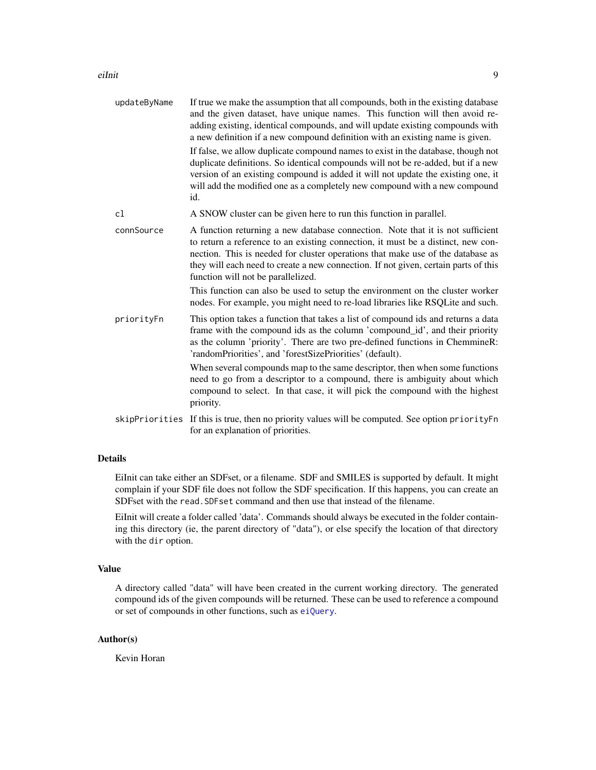| | |
|---|---|
| `updateByName` | If true we make the assumption that all compounds, both in the existing database and the given dataset, have unique names. This function will then avoid re-adding existing, identical compounds, and will update existing compounds with a new definition if a new compound definition with an existing name is given.<br><br>If false, we allow duplicate compound names to exist in the database, though not duplicate definitions. So identical compounds will not be re-added, but if a new version of an existing compound is added it will not update the existing one, it will add the modified one as a completely new compound with a new compound id. |
| `cl` | A SNOW cluster can be given here to run this function in parallel. |
| `connSource` | A function returning a new database connection. Note that it is not sufficient to return a reference to an existing connection, it must be a distinct, new connection. This is needed for cluster operations that make use of the database as they will each need to create a new connection. If not given, certain parts of this function will not be parallelized.<br><br>This function can also be used to setup the environment on the cluster worker nodes. For example, you might need to re-load libraries like RSQLite and such. |
| `priorityFn` | This option takes a function that takes a list of compound ids and returns a data frame with the compound ids as the column 'compound_id', and their priority as the column 'priority'. There are two pre-defined functions in ChemmineR: 'randomPriorities', and 'forestSizePriorities' (default).<br><br>When several compounds map to the same descriptor, then when some functions need to go from a descriptor to a compound, there is ambiguity about which compound to select. In that case, it will pick the compound with the highest priority. |
| `skipPriorities` | If this is true, then no priority values will be computed. See option `priorityFn` for an explanation of priorities. |

## Details

EiInit can take either an SDFset, or a filename. SDF and SMILES is supported by default. It might complain if your SDF file does not follow the SDF specification. If this happens, you can create an SDFset with the `read.SDFset` command and then use that instead of the filename.

EiInit will create a folder called 'data'. Commands should always be executed in the folder containing this directory (ie, the parent directory of "data"), or else specify the location of that directory with the `dir` option.

## Value

A directory called "data" will have been created in the current working directory. The generated compound ids of the given compounds will be returned. These can be used to reference a compound or set of compounds in other functions, such as `eiQuery`.

## Author(s)

Kevin Horan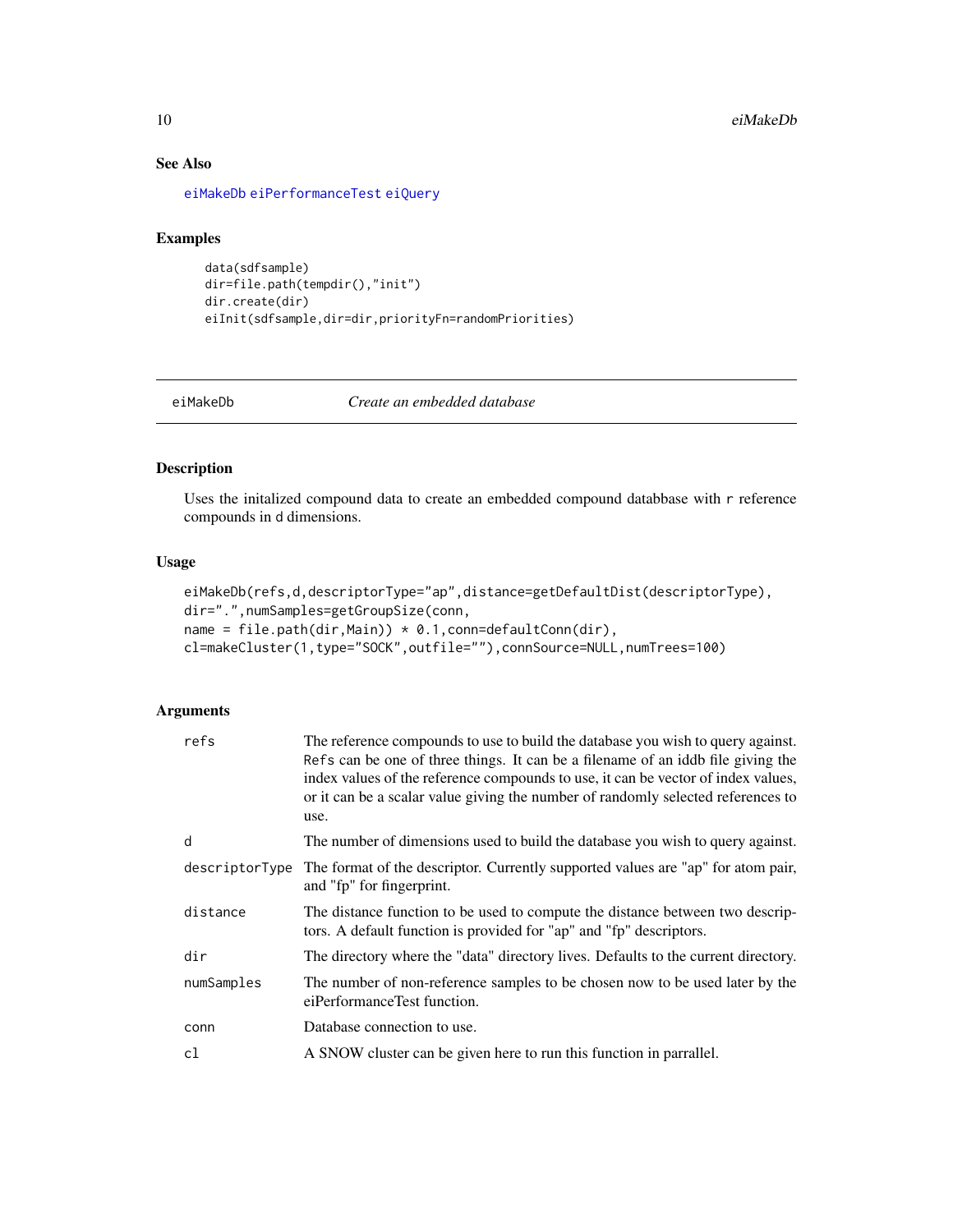## See Also

eiMakeDb eiPerformanceTest eiQuery

## Examples

```
data(sdfsample)
dir=file.path(tempdir(),"init")
dir.create(dir)
eiInit(sdfsample,dir=dir,priorityFn=randomPriorities)
```

---

eiMakeDb *Create an embedded database*

---

## Description

Uses the initalized compound data to create an embedded compound databbase with `r` reference compounds in `d` dimensions.

## Usage

```
eiMakeDb(refs,d,descriptorType="ap",distance=getDefaultDist(descriptorType),
dir=".",numSamples=getGroupSize(conn,
name = file.path(dir,Main)) * 0.1,conn=defaultConn(dir),
cl=makeCluster(1,type="SOCK",outfile=""),connSource=NULL,numTrees=100)
```

## Arguments

| | |
|---|---|
| refs | The reference compounds to use to build the database you wish to query against. Refs can be one of three things. It can be a filename of an iddb file giving the index values of the reference compounds to use, it can be vector of index values, or it can be a scalar value giving the number of randomly selected references to use. |
| d | The number of dimensions used to build the database you wish to query against. |
| descriptorType | The format of the descriptor. Currently supported values are "ap" for atom pair, and "fp" for fingerprint. |
| distance | The distance function to be used to compute the distance between two descriptors. A default function is provided for "ap" and "fp" descriptors. |
| dir | The directory where the "data" directory lives. Defaults to the current directory. |
| numSamples | The number of non-reference samples to be chosen now to be used later by the eiPerformanceTest function. |
| conn | Database connection to use. |
| cl | A SNOW cluster can be given here to run this function in parrallel. |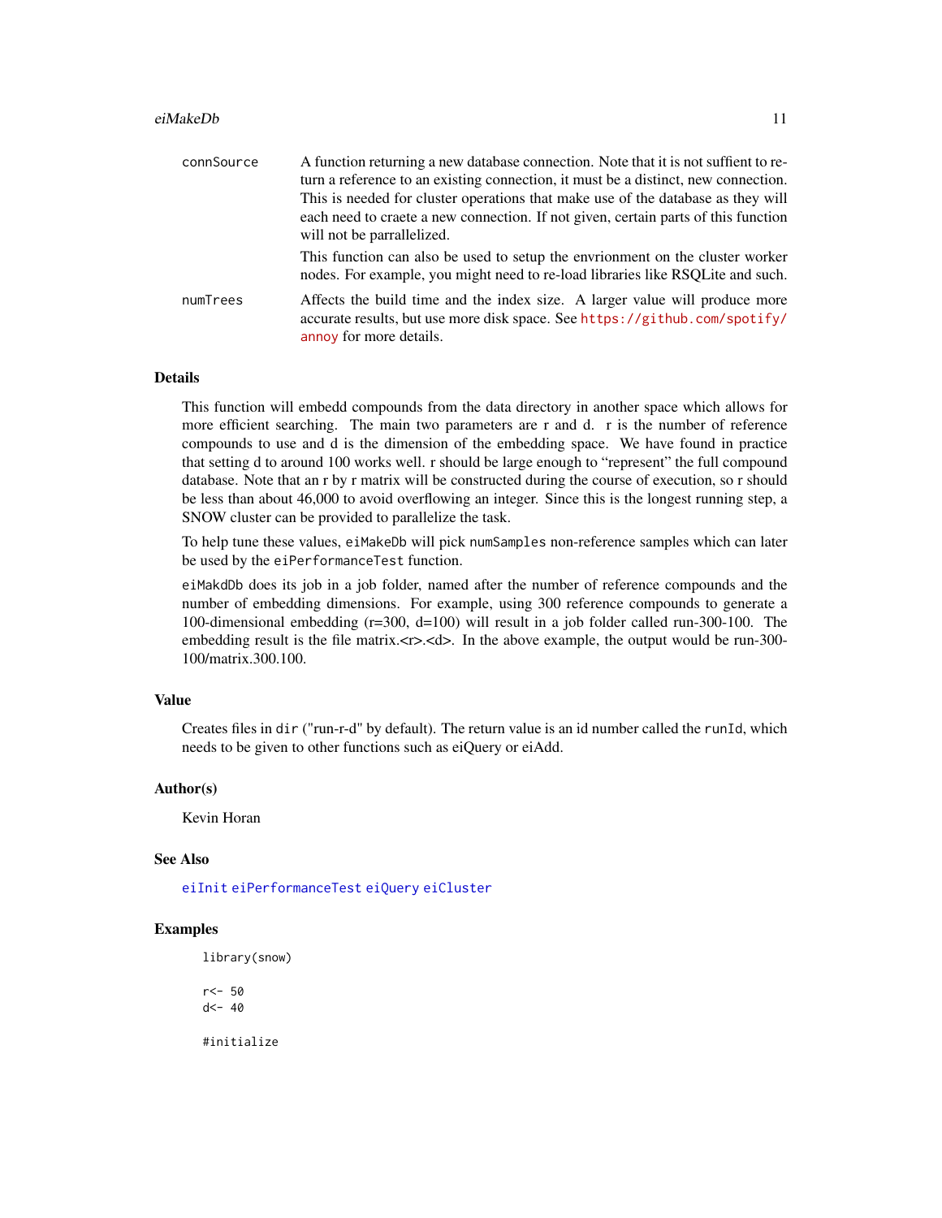| | |
|---|---|
| connSource | A function returning a new database connection. Note that it is not suffient to return a reference to an existing connection, it must be a distinct, new connection. This is needed for cluster operations that make use of the database as they will each need to craete a new connection. If not given, certain parts of this function will not be parrallelized.<br><br>This function can also be used to setup the envrionment on the cluster worker nodes. For example, you might need to re-load libraries like RSQLite and such. |
| numTrees | Affects the build time and the index size. A larger value will produce more accurate results, but use more disk space. See https://github.com/spotify/annoy for more details. |

## Details

This function will embedd compounds from the data directory in another space which allows for more efficient searching. The main two parameters are r and d. r is the number of reference compounds to use and d is the dimension of the embedding space. We have found in practice that setting d to around 100 works well. r should be large enough to "represent" the full compound database. Note that an r by r matrix will be constructed during the course of execution, so r should be less than about 46,000 to avoid overflowing an integer. Since this is the longest running step, a SNOW cluster can be provided to parallelize the task.

To help tune these values, `eiMakeDb` will pick `numSamples` non-reference samples which can later be used by the `eiPerformanceTest` function.

`eiMakdDb` does its job in a job folder, named after the number of reference compounds and the number of embedding dimensions. For example, using 300 reference compounds to generate a 100-dimensional embedding (r=300, d=100) will result in a job folder called run-300-100. The embedding result is the file matrix.<r>.<d>. In the above example, the output would be run-300-100/matrix.300.100.

## Value

Creates files in `dir` ("run-r-d" by default). The return value is an id number called the `runId`, which needs to be given to other functions such as eiQuery or eiAdd.

## Author(s)

Kevin Horan

## See Also

eiInit eiPerformanceTest eiQuery eiCluster

## Examples

```
library(snow)

r<- 50
d<- 40

#initialize
```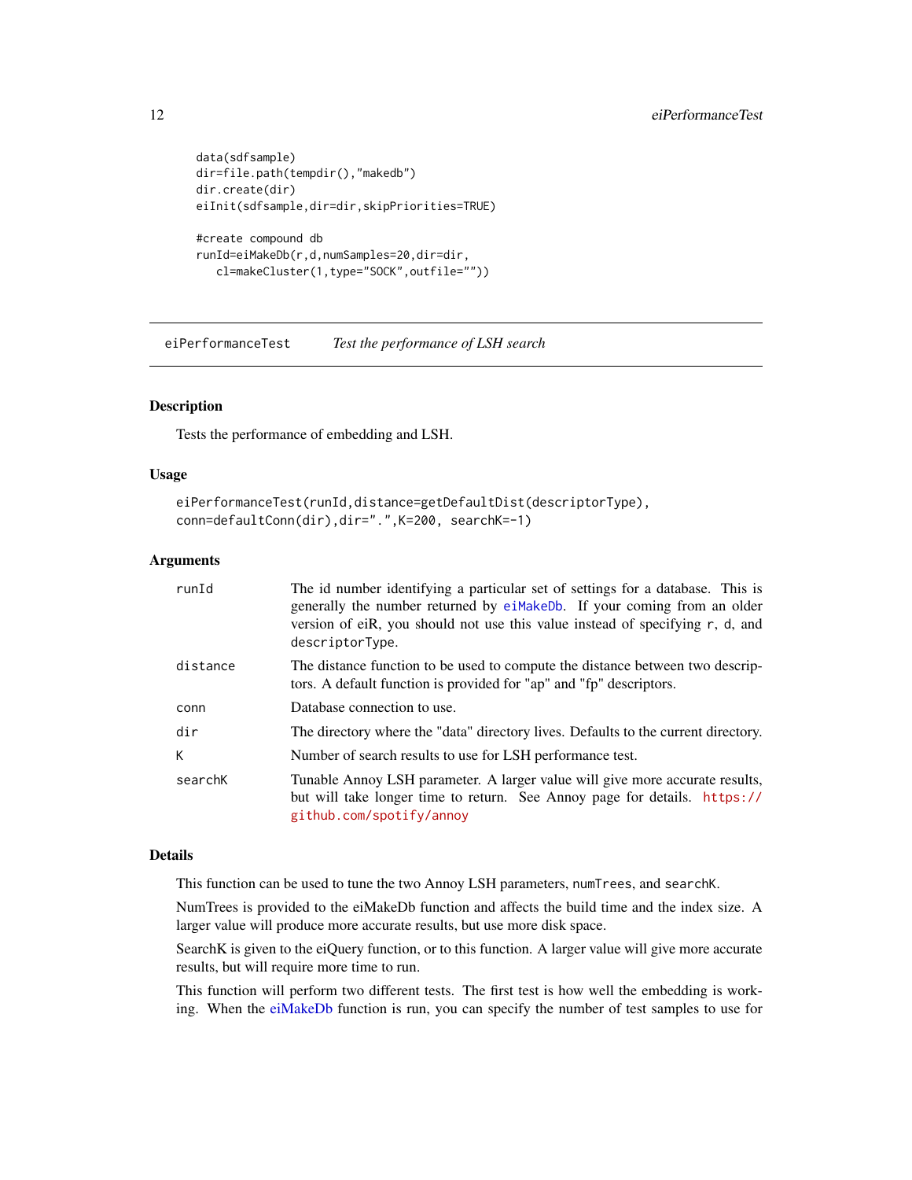```
data(sdfsample)
dir=file.path(tempdir(),"makedb")
dir.create(dir)
eiInit(sdfsample,dir=dir,skipPriorities=TRUE)

#create compound db
runId=eiMakeDb(r,d,numSamples=20,dir=dir,
   cl=makeCluster(1,type="SOCK",outfile=""))
```

---

## eiPerformanceTest — *Test the performance of LSH search*

### Description

Tests the performance of embedding and LSH.

### Usage

```
eiPerformanceTest(runId,distance=getDefaultDist(descriptorType),
conn=defaultConn(dir),dir=".",K=200, searchK=-1)
```

### Arguments

| | |
|---|---|
| `runId` | The id number identifying a particular set of settings for a database. This is generally the number returned by `eiMakeDb`. If your coming from an older version of eiR, you should not use this value instead of specifying `r`, `d`, and `descriptorType`. |
| `distance` | The distance function to be used to compute the distance between two descriptors. A default function is provided for "ap" and "fp" descriptors. |
| `conn` | Database connection to use. |
| `dir` | The directory where the "data" directory lives. Defaults to the current directory. |
| `K` | Number of search results to use for LSH performance test. |
| `searchK` | Tunable Annoy LSH parameter. A larger value will give more accurate results, but will take longer time to return. See Annoy page for details. https://github.com/spotify/annoy |

### Details

This function can be used to tune the two Annoy LSH parameters, `numTrees`, and `searchK`.

NumTrees is provided to the eiMakeDb function and affects the build time and the index size. A larger value will produce more accurate results, but use more disk space.

SearchK is given to the eiQuery function, or to this function. A larger value will give more accurate results, but will require more time to run.

This function will perform two different tests. The first test is how well the embedding is working. When the eiMakeDb function is run, you can specify the number of test samples to use for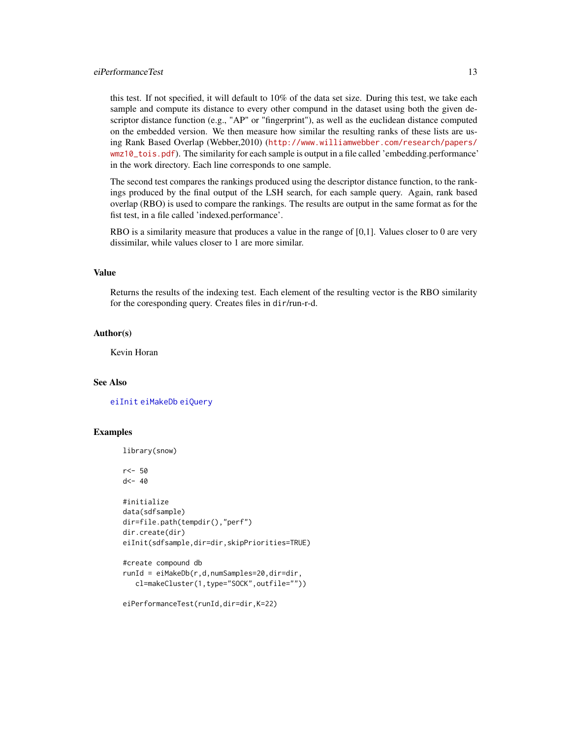this test. If not specified, it will default to 10% of the data set size. During this test, we take each sample and compute its distance to every other compund in the dataset using both the given descriptor distance function (e.g., "AP" or "fingerprint"), as well as the euclidean distance computed on the embedded version. We then measure how similar the resulting ranks of these lists are using Rank Based Overlap (Webber,2010) (http://www.williamwebber.com/research/papers/wmz10_tois.pdf). The similarity for each sample is output in a file called 'embedding.performance' in the work directory. Each line corresponds to one sample.

The second test compares the rankings produced using the descriptor distance function, to the rankings produced by the final output of the LSH search, for each sample query. Again, rank based overlap (RBO) is used to compare the rankings. The results are output in the same format as for the fist test, in a file called 'indexed.performance'.

RBO is a similarity measure that produces a value in the range of [0,1]. Values closer to 0 are very dissimilar, while values closer to 1 are more similar.

## Value

Returns the results of the indexing test. Each element of the resulting vector is the RBO similarity for the coresponding query. Creates files in `dir`/run-r-d.

## Author(s)

Kevin Horan

## See Also

`eiInit` `eiMakeDb` `eiQuery`

## Examples

```
library(snow)

r<- 50
d<- 40

#initialize
data(sdfsample)
dir=file.path(tempdir(),"perf")
dir.create(dir)
eiInit(sdfsample,dir=dir,skipPriorities=TRUE)

#create compound db
runId = eiMakeDb(r,d,numSamples=20,dir=dir,
   cl=makeCluster(1,type="SOCK",outfile=""))

eiPerformanceTest(runId,dir=dir,K=22)
```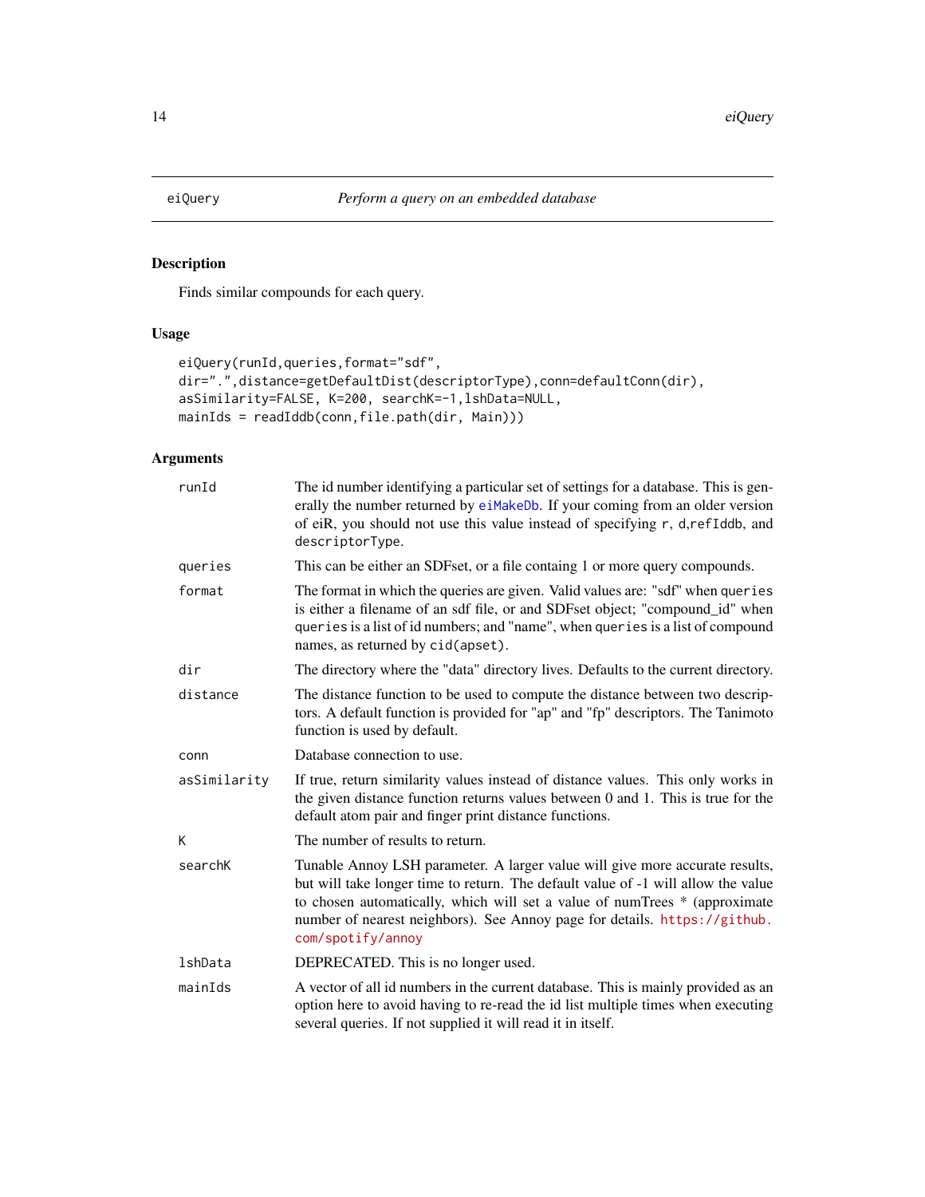# eiQuery — *Perform a query on an embedded database*

## Description

Finds similar compounds for each query.

## Usage

```
eiQuery(runId,queries,format="sdf",
dir=".",distance=getDefaultDist(descriptorType),conn=defaultConn(dir),
asSimilarity=FALSE, K=200, searchK=-1,lshData=NULL,
mainIds = readIddb(conn,file.path(dir, Main)))
```

## Arguments

| | |
|---|---|
| runId | The id number identifying a particular set of settings for a database. This is generally the number returned by eiMakeDb. If your coming from an older version of eiR, you should not use this value instead of specifying r, d,refIddb, and descriptorType. |
| queries | This can be either an SDFset, or a file containg 1 or more query compounds. |
| format | The format in which the queries are given. Valid values are: "sdf" when queries is either a filename of an sdf file, or and SDFset object; "compound_id" when queries is a list of id numbers; and "name", when queries is a list of compound names, as returned by cid(apset). |
| dir | The directory where the "data" directory lives. Defaults to the current directory. |
| distance | The distance function to be used to compute the distance between two descriptors. A default function is provided for "ap" and "fp" descriptors. The Tanimoto function is used by default. |
| conn | Database connection to use. |
| asSimilarity | If true, return similarity values instead of distance values. This only works in the given distance function returns values between 0 and 1. This is true for the default atom pair and finger print distance functions. |
| K | The number of results to return. |
| searchK | Tunable Annoy LSH parameter. A larger value will give more accurate results, but will take longer time to return. The default value of -1 will allow the value to chosen automatically, which will set a value of numTrees * (approximate number of nearest neighbors). See Annoy page for details. https://github.com/spotify/annoy |
| lshData | DEPRECATED. This is no longer used. |
| mainIds | A vector of all id numbers in the current database. This is mainly provided as an option here to avoid having to re-read the id list multiple times when executing several queries. If not supplied it will read it in itself. |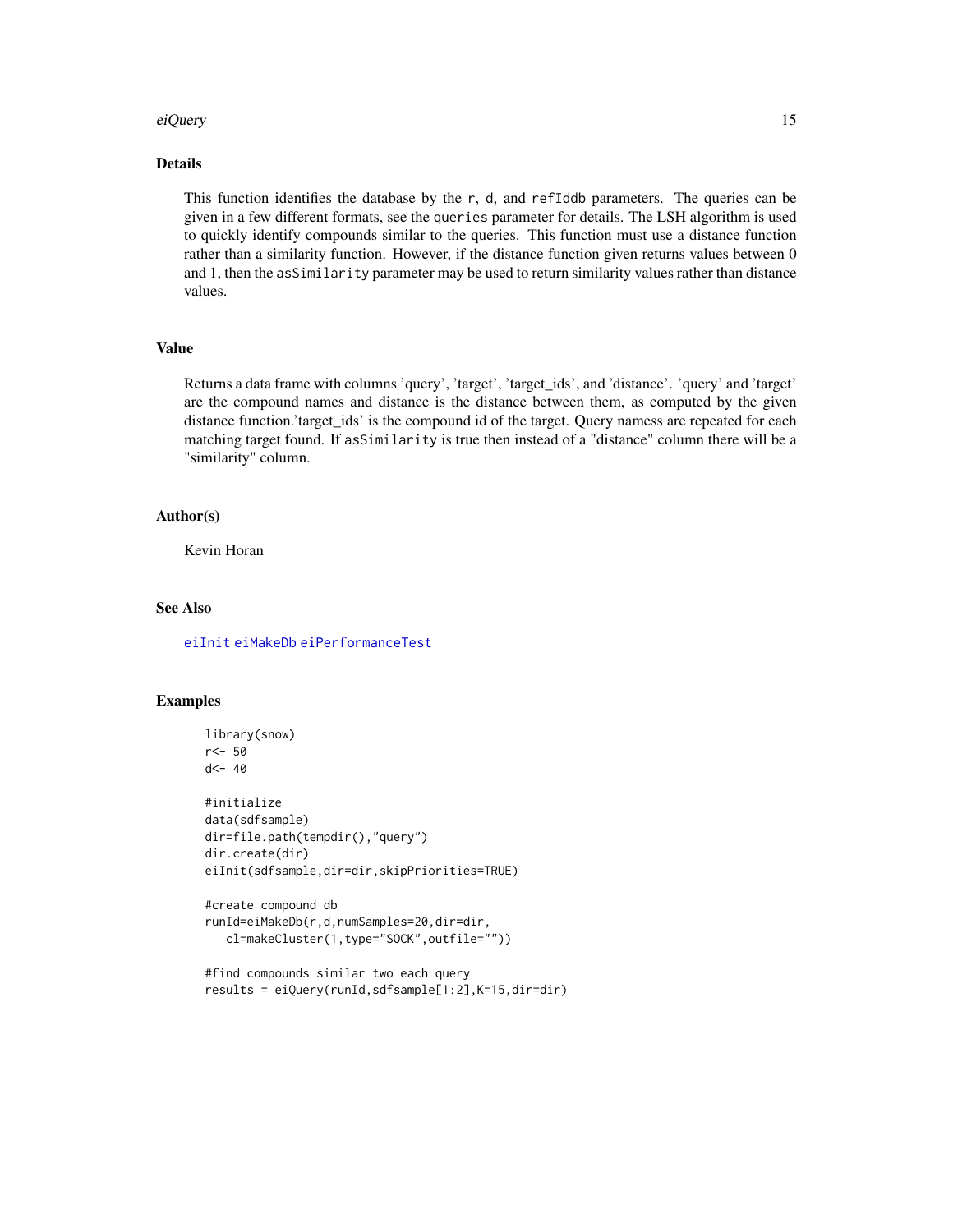## Details

This function identifies the database by the `r`, `d`, and `refIddb` parameters. The queries can be given in a few different formats, see the `queries` parameter for details. The LSH algorithm is used to quickly identify compounds similar to the queries. This function must use a distance function rather than a similarity function. However, if the distance function given returns values between 0 and 1, then the `asSimilarity` parameter may be used to return similarity values rather than distance values.

## Value

Returns a data frame with columns 'query', 'target', 'target_ids', and 'distance'. 'query' and 'target' are the compound names and distance is the distance between them, as computed by the given distance function.'target_ids' is the compound id of the target. Query namess are repeated for each matching target found. If `asSimilarity` is true then instead of a "distance" column there will be a "similarity" column.

## Author(s)

Kevin Horan

## See Also

eiInit eiMakeDb eiPerformanceTest

## Examples

```
library(snow)
r<- 50
d<- 40

#initialize
data(sdfsample)
dir=file.path(tempdir(),"query")
dir.create(dir)
eiInit(sdfsample,dir=dir,skipPriorities=TRUE)

#create compound db
runId=eiMakeDb(r,d,numSamples=20,dir=dir,
   cl=makeCluster(1,type="SOCK",outfile=""))

#find compounds similar two each query
results = eiQuery(runId,sdfsample[1:2],K=15,dir=dir)
```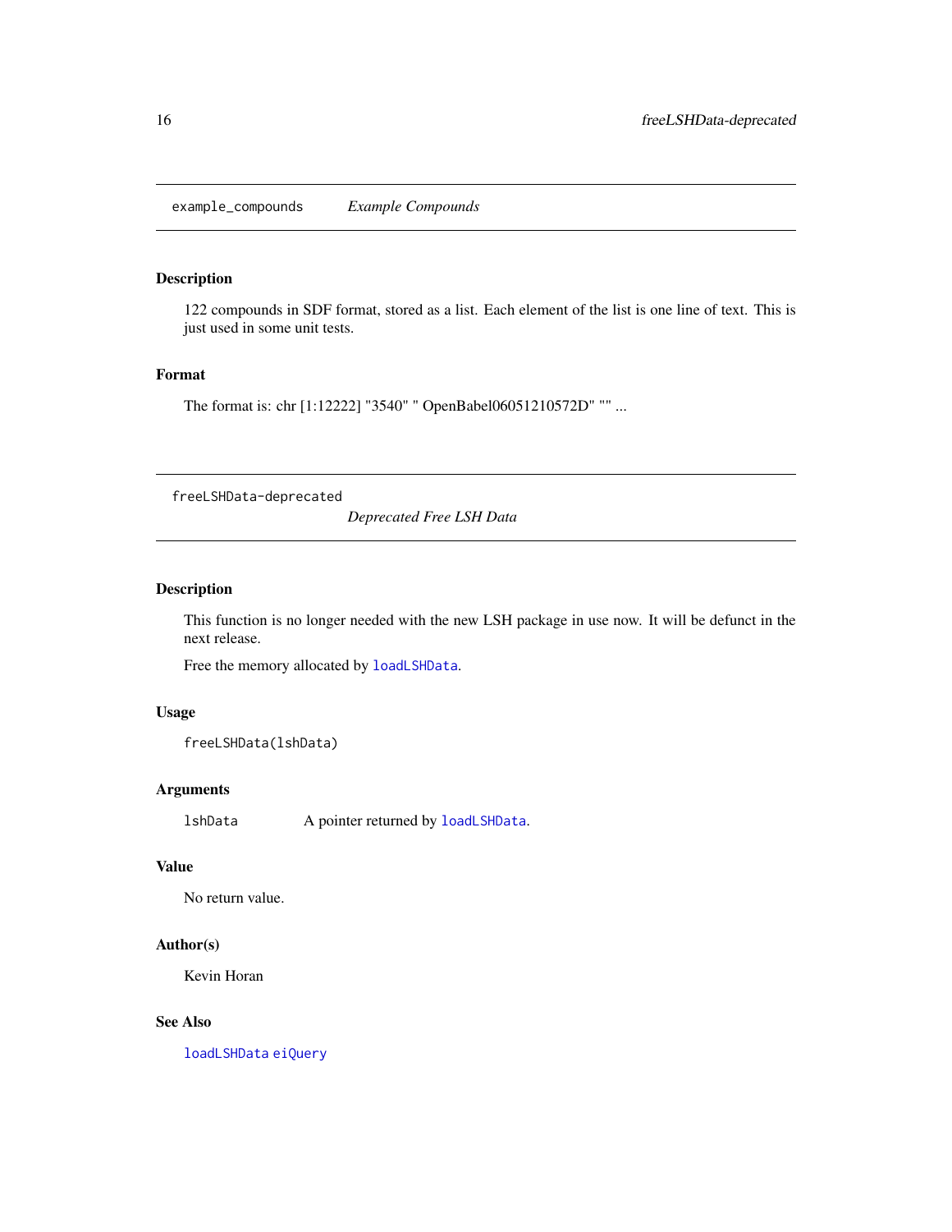## example_compounds *Example Compounds*

### Description

122 compounds in SDF format, stored as a list. Each element of the list is one line of text. This is just used in some unit tests.

### Format

The format is: chr [1:12222] "3540" " OpenBabel06051210572D" "" ...

## freeLSHData-deprecated *Deprecated Free LSH Data*

### Description

This function is no longer needed with the new LSH package in use now. It will be defunct in the next release.

Free the memory allocated by `loadLSHData`.

### Usage

```
freeLSHData(lshData)
```

### Arguments

| | |
|---|---|
| lshData | A pointer returned by `loadLSHData`. |

### Value

No return value.

### Author(s)

Kevin Horan

### See Also

`loadLSHData` `eiQuery`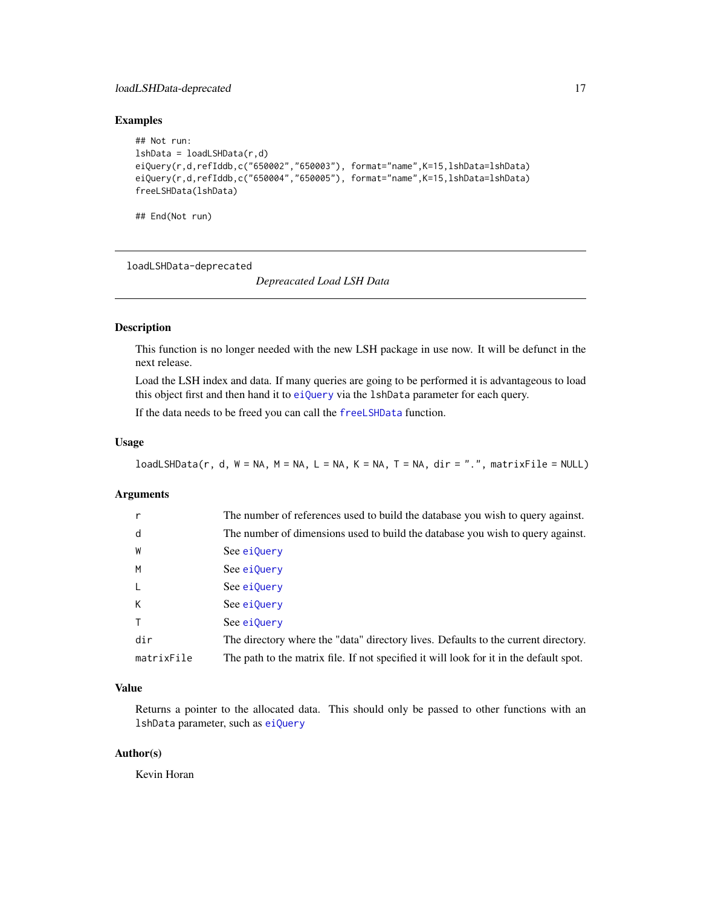## Examples

```
## Not run:
lshData = loadLSHData(r,d)
eiQuery(r,d,refIddb,c("650002","650003"), format="name",K=15,lshData=lshData)
eiQuery(r,d,refIddb,c("650004","650005"), format="name",K=15,lshData=lshData)
freeLSHData(lshData)

## End(Not run)
```

---

loadLSHData-deprecated *Depreacated Load LSH Data*

---

## Description

This function is no longer needed with the new LSH package in use now. It will be defunct in the next release.

Load the LSH index and data. If many queries are going to be performed it is advantageous to load this object first and then hand it to `eiQuery` via the `lshData` parameter for each query.

If the data needs to be freed you can call the `freeLSHData` function.

## Usage

```
loadLSHData(r, d, W = NA, M = NA, L = NA, K = NA, T = NA, dir = ".", matrixFile = NULL)
```

## Arguments

| | |
|---|---|
| `r` | The number of references used to build the database you wish to query against. |
| `d` | The number of dimensions used to build the database you wish to query against. |
| `W` | See `eiQuery` |
| `M` | See `eiQuery` |
| `L` | See `eiQuery` |
| `K` | See `eiQuery` |
| `T` | See `eiQuery` |
| `dir` | The directory where the "data" directory lives. Defaults to the current directory. |
| `matrixFile` | The path to the matrix file. If not specified it will look for it in the default spot. |

## Value

Returns a pointer to the allocated data. This should only be passed to other functions with an `lshData` parameter, such as `eiQuery`

## Author(s)

Kevin Horan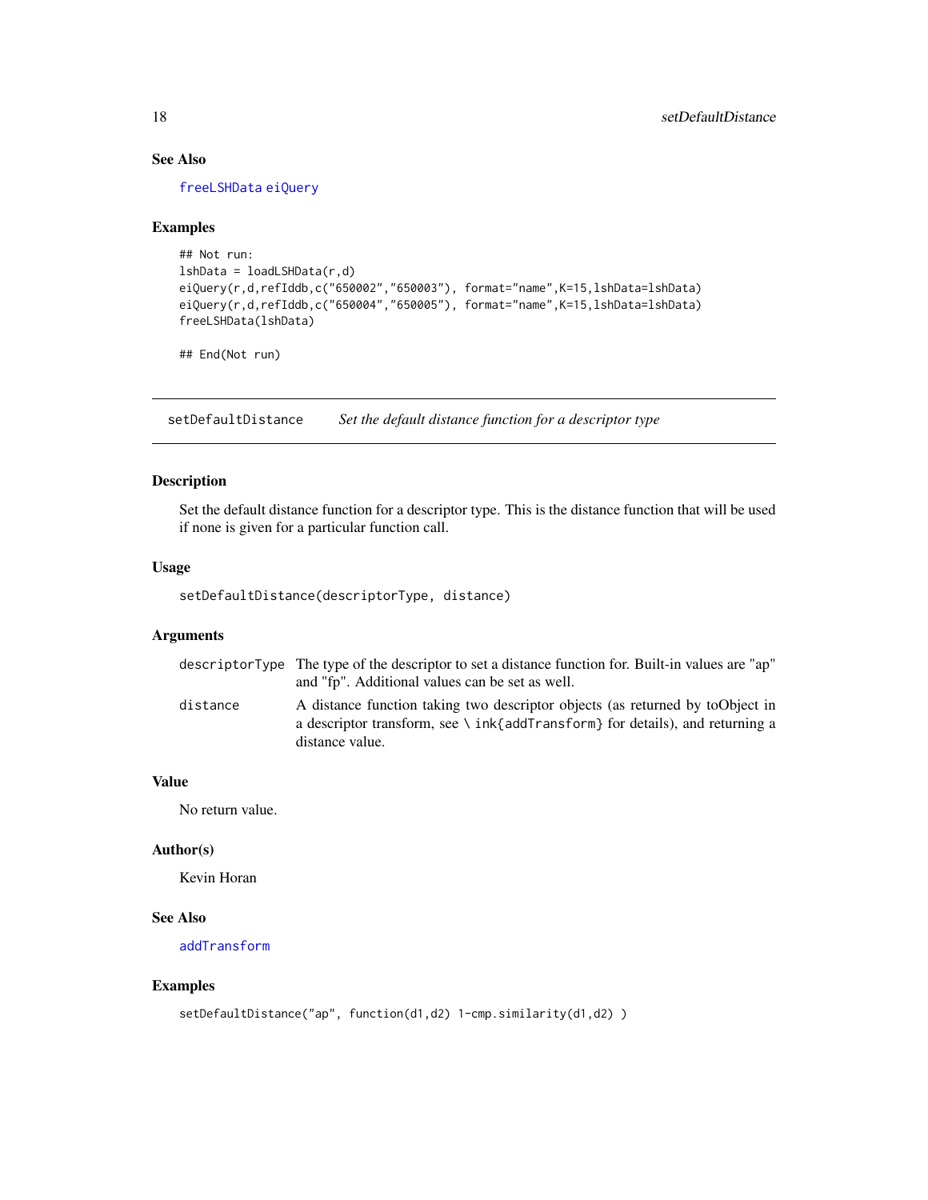### See Also

freeLSHData eiQuery

### Examples

```
## Not run:
lshData = loadLSHData(r,d)
eiQuery(r,d,refIddb,c("650002","650003"), format="name",K=15,lshData=lshData)
eiQuery(r,d,refIddb,c("650004","650005"), format="name",K=15,lshData=lshData)
freeLSHData(lshData)

## End(Not run)
```

---

## setDefaultDistance *Set the default distance function for a descriptor type*

### Description

Set the default distance function for a descriptor type. This is the distance function that will be used if none is given for a particular function call.

### Usage

```
setDefaultDistance(descriptorType, distance)
```

### Arguments

| | |
|---|---|
| descriptorType | The type of the descriptor to set a distance function for. Built-in values are "ap" and "fp". Additional values can be set as well. |
| distance | A distance function taking two descriptor objects (as returned by toObject in a descriptor transform, see \ ink{addTransform} for details), and returning a distance value. |

### Value

No return value.

### Author(s)

Kevin Horan

### See Also

addTransform

### Examples

```
setDefaultDistance("ap", function(d1,d2) 1-cmp.similarity(d1,d2) )
```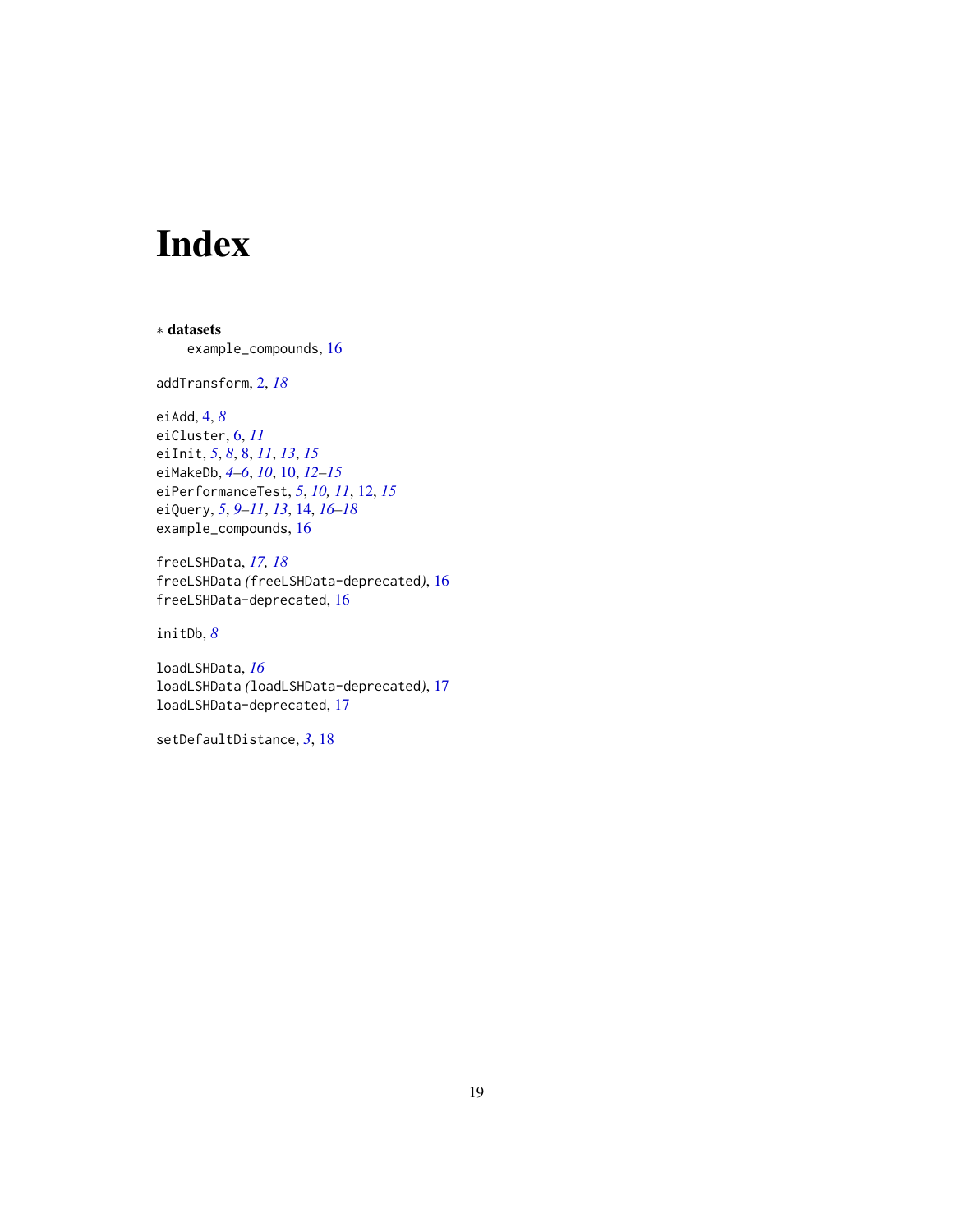# Index

∗ **datasets**

    example_compounds, 16

addTransform, 2, *18*

eiAdd, 4, *8*
eiCluster, 6, *11*
eiInit, *5*, *8*, 8, *11*, *13*, *15*
eiMakeDb, *4–6*, *10*, 10, *12–15*
eiPerformanceTest, *5*, *10, 11*, 12, *15*
eiQuery, *5*, *9–11*, *13*, 14, *16–18*
example_compounds, 16

freeLSHData, *17, 18*
freeLSHData *(*freeLSHData-deprecated*)*, 16
freeLSHData-deprecated, 16

initDb, *8*

loadLSHData, *16*
loadLSHData *(*loadLSHData-deprecated*)*, 17
loadLSHData-deprecated, 17

setDefaultDistance, *3*, 18